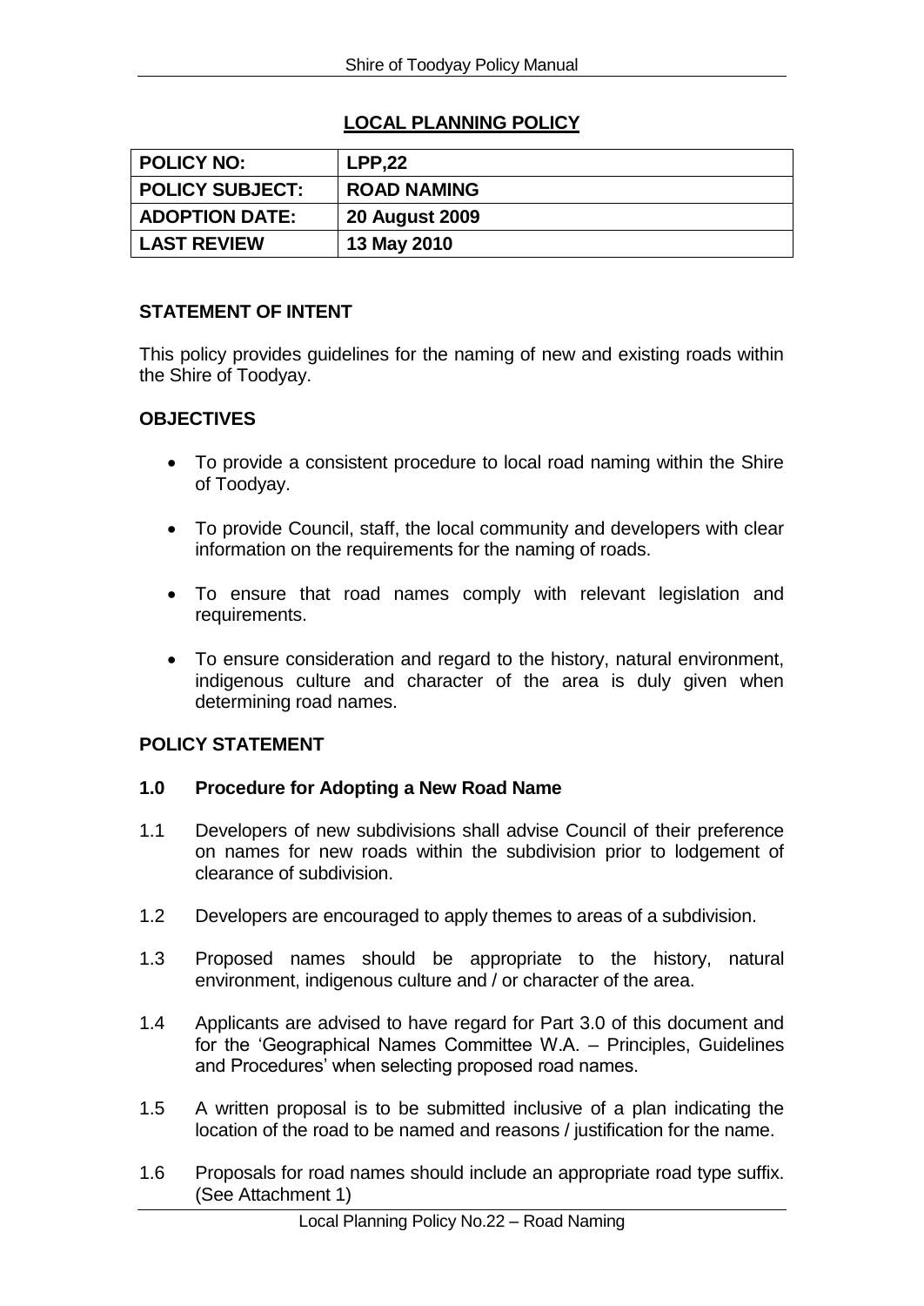## LOCAL PLANNING POLICY

| POLICY NO: | LPP,22 |
|---|---|
| POLICY SUBJECT: | ROAD NAMING |
| ADOPTION DATE: | 20 August 2009 |
| LAST REVIEW | 13 May 2010 |

### STATEMENT OF INTENT

This policy provides guidelines for the naming of new and existing roads within the Shire of Toodyay.

### OBJECTIVES

- To provide a consistent procedure to local road naming within the Shire of Toodyay.
- To provide Council, staff, the local community and developers with clear information on the requirements for the naming of roads.
- To ensure that road names comply with relevant legislation and requirements.
- To ensure consideration and regard to the history, natural environment, indigenous culture and character of the area is duly given when determining road names.

### POLICY STATEMENT

#### 1.0 Procedure for Adopting a New Road Name

1.1 Developers of new subdivisions shall advise Council of their preference on names for new roads within the subdivision prior to lodgement of clearance of subdivision.

1.2 Developers are encouraged to apply themes to areas of a subdivision.

1.3 Proposed names should be appropriate to the history, natural environment, indigenous culture and / or character of the area.

1.4 Applicants are advised to have regard for Part 3.0 of this document and for the 'Geographical Names Committee W.A. – Principles, Guidelines and Procedures' when selecting proposed road names.

1.5 A written proposal is to be submitted inclusive of a plan indicating the location of the road to be named and reasons / justification for the name.

1.6 Proposals for road names should include an appropriate road type suffix. (See Attachment 1)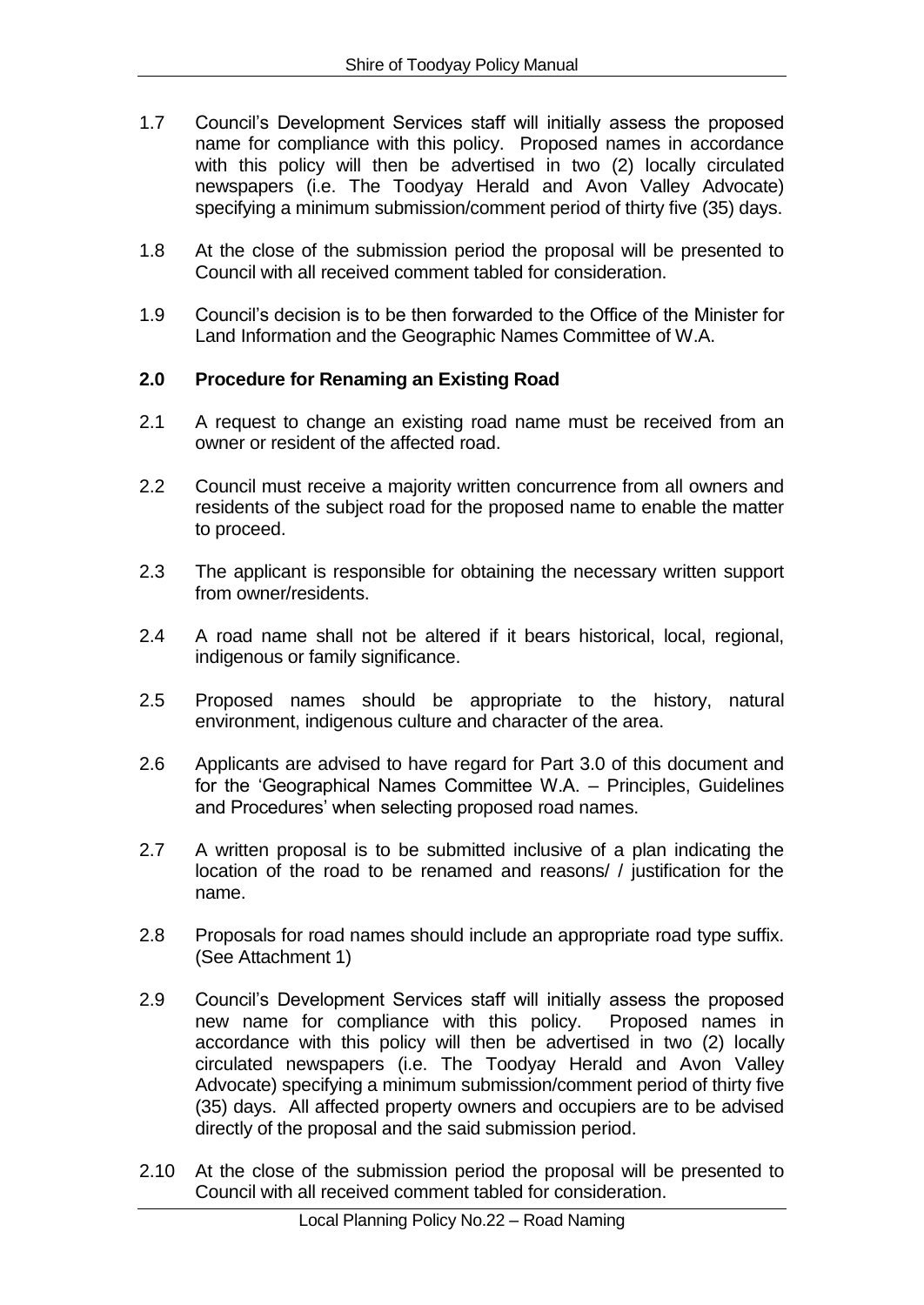1.7 Council's Development Services staff will initially assess the proposed name for compliance with this policy. Proposed names in accordance with this policy will then be advertised in two (2) locally circulated newspapers (i.e. The Toodyay Herald and Avon Valley Advocate) specifying a minimum submission/comment period of thirty five (35) days.

1.8 At the close of the submission period the proposal will be presented to Council with all received comment tabled for consideration.

1.9 Council's decision is to be then forwarded to the Office of the Minister for Land Information and the Geographic Names Committee of W.A.

**2.0 Procedure for Renaming an Existing Road**

2.1 A request to change an existing road name must be received from an owner or resident of the affected road.

2.2 Council must receive a majority written concurrence from all owners and residents of the subject road for the proposed name to enable the matter to proceed.

2.3 The applicant is responsible for obtaining the necessary written support from owner/residents.

2.4 A road name shall not be altered if it bears historical, local, regional, indigenous or family significance.

2.5 Proposed names should be appropriate to the history, natural environment, indigenous culture and character of the area.

2.6 Applicants are advised to have regard for Part 3.0 of this document and for the 'Geographical Names Committee W.A. – Principles, Guidelines and Procedures' when selecting proposed road names.

2.7 A written proposal is to be submitted inclusive of a plan indicating the location of the road to be renamed and reasons/ / justification for the name.

2.8 Proposals for road names should include an appropriate road type suffix. (See Attachment 1)

2.9 Council's Development Services staff will initially assess the proposed new name for compliance with this policy. Proposed names in accordance with this policy will then be advertised in two (2) locally circulated newspapers (i.e. The Toodyay Herald and Avon Valley Advocate) specifying a minimum submission/comment period of thirty five (35) days. All affected property owners and occupiers are to be advised directly of the proposal and the said submission period.

2.10 At the close of the submission period the proposal will be presented to Council with all received comment tabled for consideration.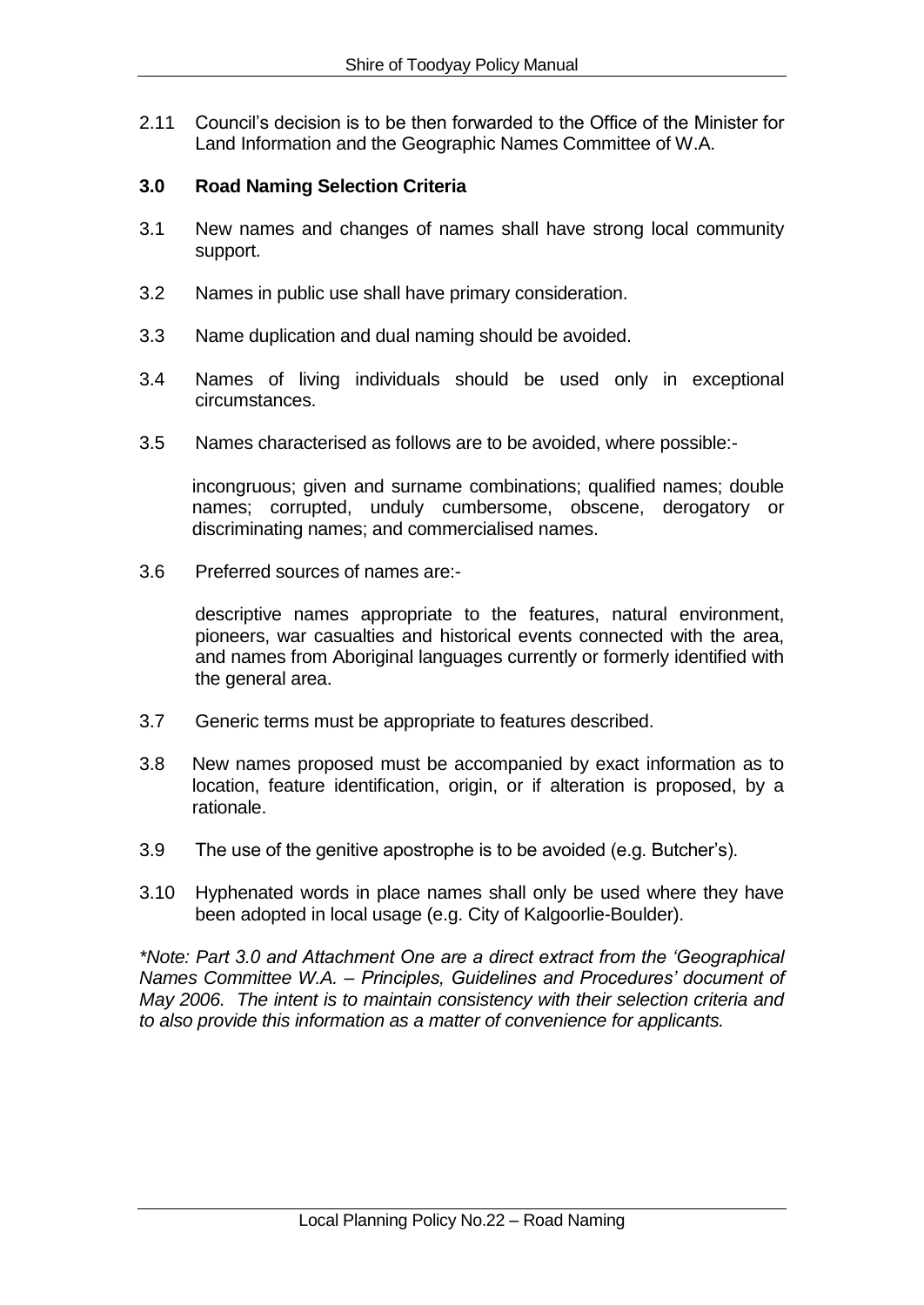2.11 Council's decision is to be then forwarded to the Office of the Minister for Land Information and the Geographic Names Committee of W.A.

## 3.0 Road Naming Selection Criteria

3.1 New names and changes of names shall have strong local community support.

3.2 Names in public use shall have primary consideration.

3.3 Name duplication and dual naming should be avoided.

3.4 Names of living individuals should be used only in exceptional circumstances.

3.5 Names characterised as follows are to be avoided, where possible:-

incongruous; given and surname combinations; qualified names; double names; corrupted, unduly cumbersome, obscene, derogatory or discriminating names; and commercialised names.

3.6 Preferred sources of names are:-

descriptive names appropriate to the features, natural environment, pioneers, war casualties and historical events connected with the area, and names from Aboriginal languages currently or formerly identified with the general area.

3.7 Generic terms must be appropriate to features described.

3.8 New names proposed must be accompanied by exact information as to location, feature identification, origin, or if alteration is proposed, by a rationale.

3.9 The use of the genitive apostrophe is to be avoided (e.g. Butcher's).

3.10 Hyphenated words in place names shall only be used where they have been adopted in local usage (e.g. City of Kalgoorlie-Boulder).

*\*Note: Part 3.0 and Attachment One are a direct extract from the 'Geographical Names Committee W.A. – Principles, Guidelines and Procedures' document of May 2006. The intent is to maintain consistency with their selection criteria and to also provide this information as a matter of convenience for applicants.*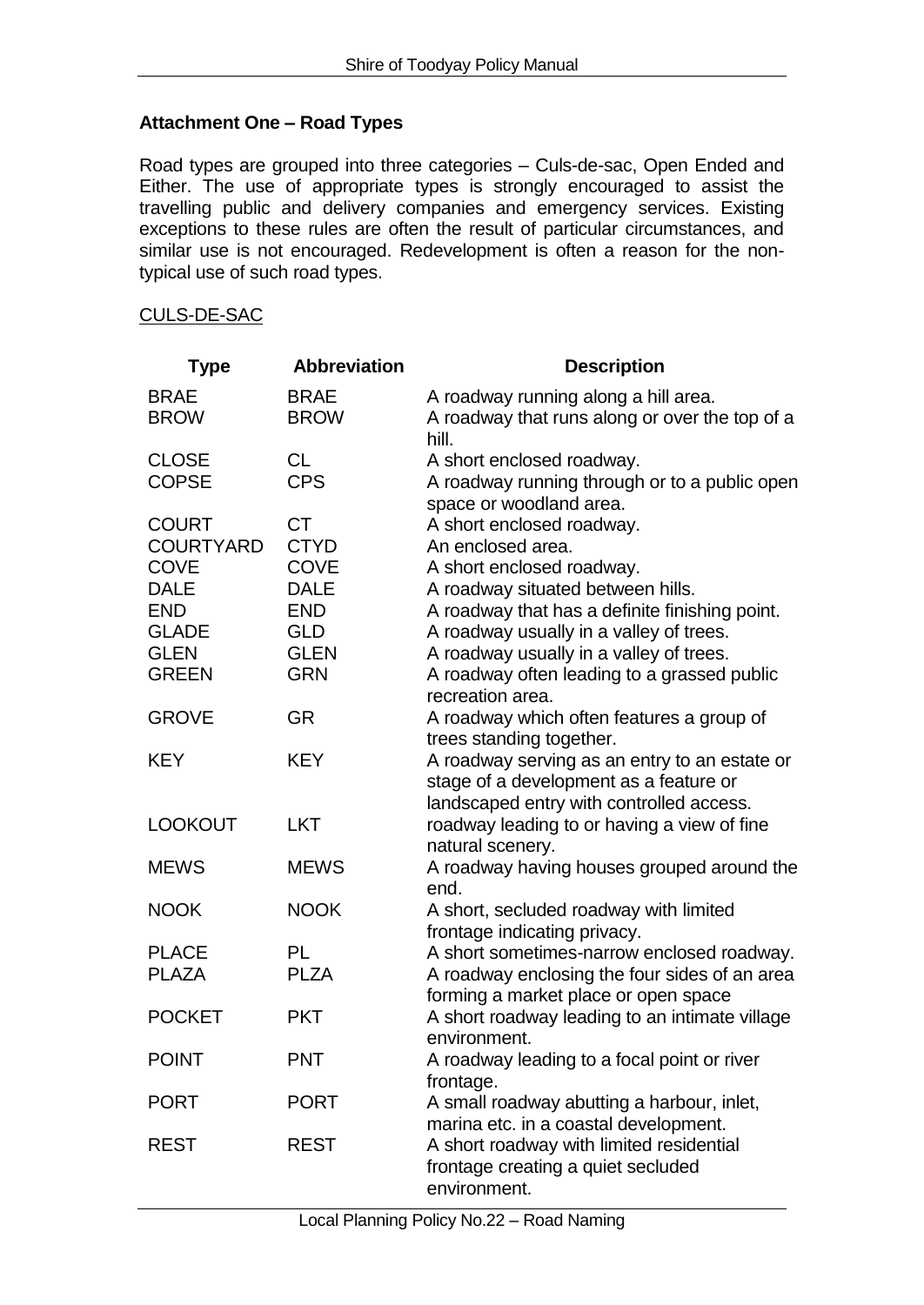## Attachment One – Road Types

Road types are grouped into three categories – Culs-de-sac, Open Ended and Either. The use of appropriate types is strongly encouraged to assist the travelling public and delivery companies and emergency services. Existing exceptions to these rules are often the result of particular circumstances, and similar use is not encouraged. Redevelopment is often a reason for the non-typical use of such road types.

<u>CULS-DE-SAC</u>

| Type | Abbreviation | Description |
|---|---|---|
| BRAE | BRAE | A roadway running along a hill area. |
| BROW | BROW | A roadway that runs along or over the top of a hill. |
| CLOSE | CL | A short enclosed roadway. |
| COPSE | CPS | A roadway running through or to a public open space or woodland area. |
| COURT | CT | A short enclosed roadway. |
| COURTYARD | CTYD | An enclosed area. |
| COVE | COVE | A short enclosed roadway. |
| DALE | DALE | A roadway situated between hills. |
| END | END | A roadway that has a definite finishing point. |
| GLADE | GLD | A roadway usually in a valley of trees. |
| GLEN | GLEN | A roadway usually in a valley of trees. |
| GREEN | GRN | A roadway often leading to a grassed public recreation area. |
| GROVE | GR | A roadway which often features a group of trees standing together. |
| KEY | KEY | A roadway serving as an entry to an estate or stage of a development as a feature or landscaped entry with controlled access. |
| LOOKOUT | LKT | roadway leading to or having a view of fine natural scenery. |
| MEWS | MEWS | A roadway having houses grouped around the end. |
| NOOK | NOOK | A short, secluded roadway with limited frontage indicating privacy. |
| PLACE | PL | A short sometimes-narrow enclosed roadway. |
| PLAZA | PLZA | A roadway enclosing the four sides of an area forming a market place or open space |
| POCKET | PKT | A short roadway leading to an intimate village environment. |
| POINT | PNT | A roadway leading to a focal point or river frontage. |
| PORT | PORT | A small roadway abutting a harbour, inlet, marina etc. in a coastal development. |
| REST | REST | A short roadway with limited residential frontage creating a quiet secluded environment. |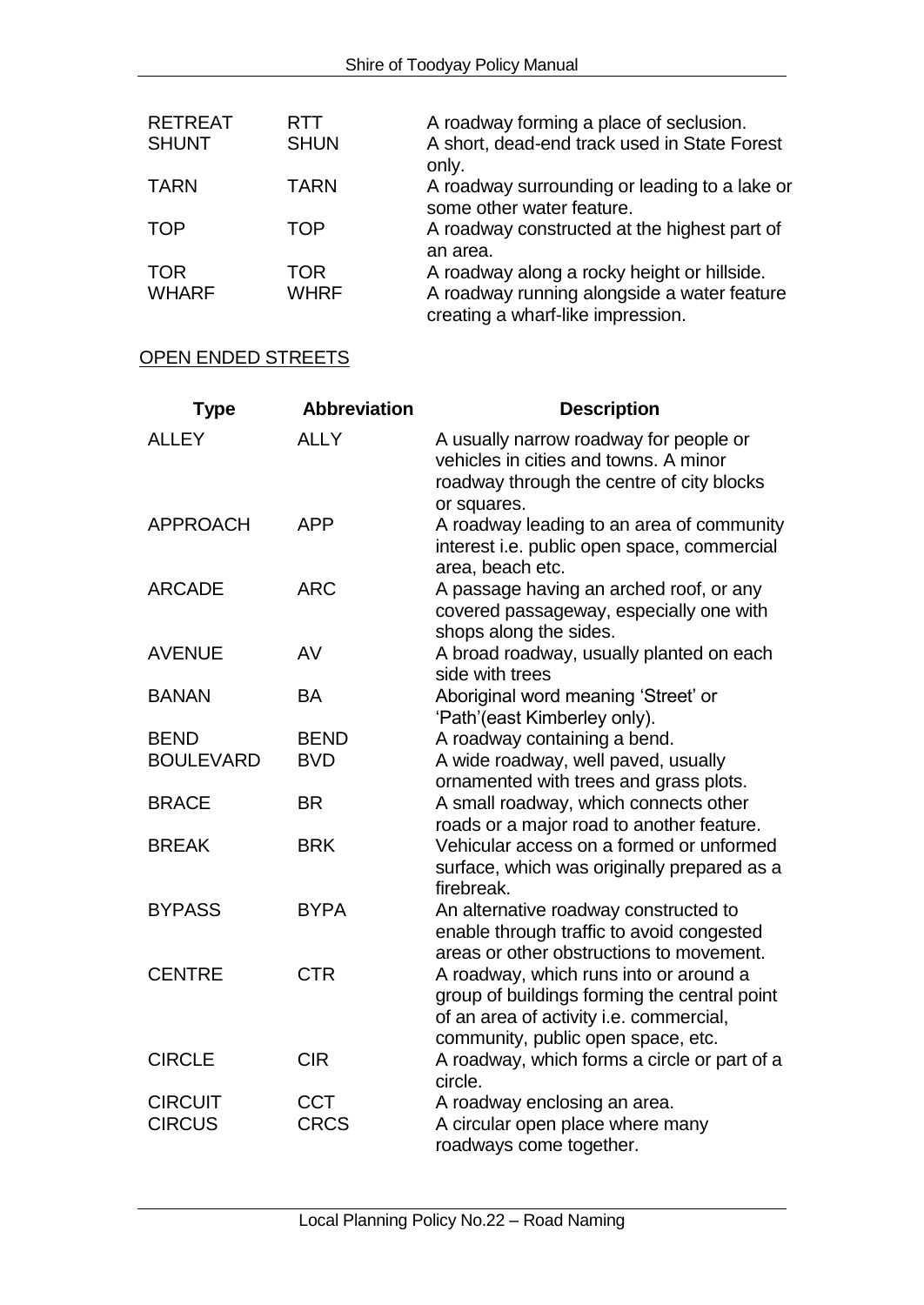| | | |
|---|---|---|
| RETREAT | RTT | A roadway forming a place of seclusion. |
| SHUNT | SHUN | A short, dead-end track used in State Forest only. |
| TARN | TARN | A roadway surrounding or leading to a lake or some other water feature. |
| TOP | TOP | A roadway constructed at the highest part of an area. |
| TOR | TOR | A roadway along a rocky height or hillside. |
| WHARF | WHRF | A roadway running alongside a water feature creating a wharf-like impression. |

<u>OPEN ENDED STREETS</u>

| Type | Abbreviation | Description |
|---|---|---|
| ALLEY | ALLY | A usually narrow roadway for people or vehicles in cities and towns. A minor roadway through the centre of city blocks or squares. |
| APPROACH | APP | A roadway leading to an area of community interest i.e. public open space, commercial area, beach etc. |
| ARCADE | ARC | A passage having an arched roof, or any covered passageway, especially one with shops along the sides. |
| AVENUE | AV | A broad roadway, usually planted on each side with trees |
| BANAN | BA | Aboriginal word meaning 'Street' or 'Path'(east Kimberley only). |
| BEND | BEND | A roadway containing a bend. |
| BOULEVARD | BVD | A wide roadway, well paved, usually ornamented with trees and grass plots. |
| BRACE | BR | A small roadway, which connects other roads or a major road to another feature. |
| BREAK | BRK | Vehicular access on a formed or unformed surface, which was originally prepared as a firebreak. |
| BYPASS | BYPA | An alternative roadway constructed to enable through traffic to avoid congested areas or other obstructions to movement. |
| CENTRE | CTR | A roadway, which runs into or around a group of buildings forming the central point of an area of activity i.e. commercial, community, public open space, etc. |
| CIRCLE | CIR | A roadway, which forms a circle or part of a circle. |
| CIRCUIT | CCT | A roadway enclosing an area. |
| CIRCUS | CRCS | A circular open place where many roadways come together. |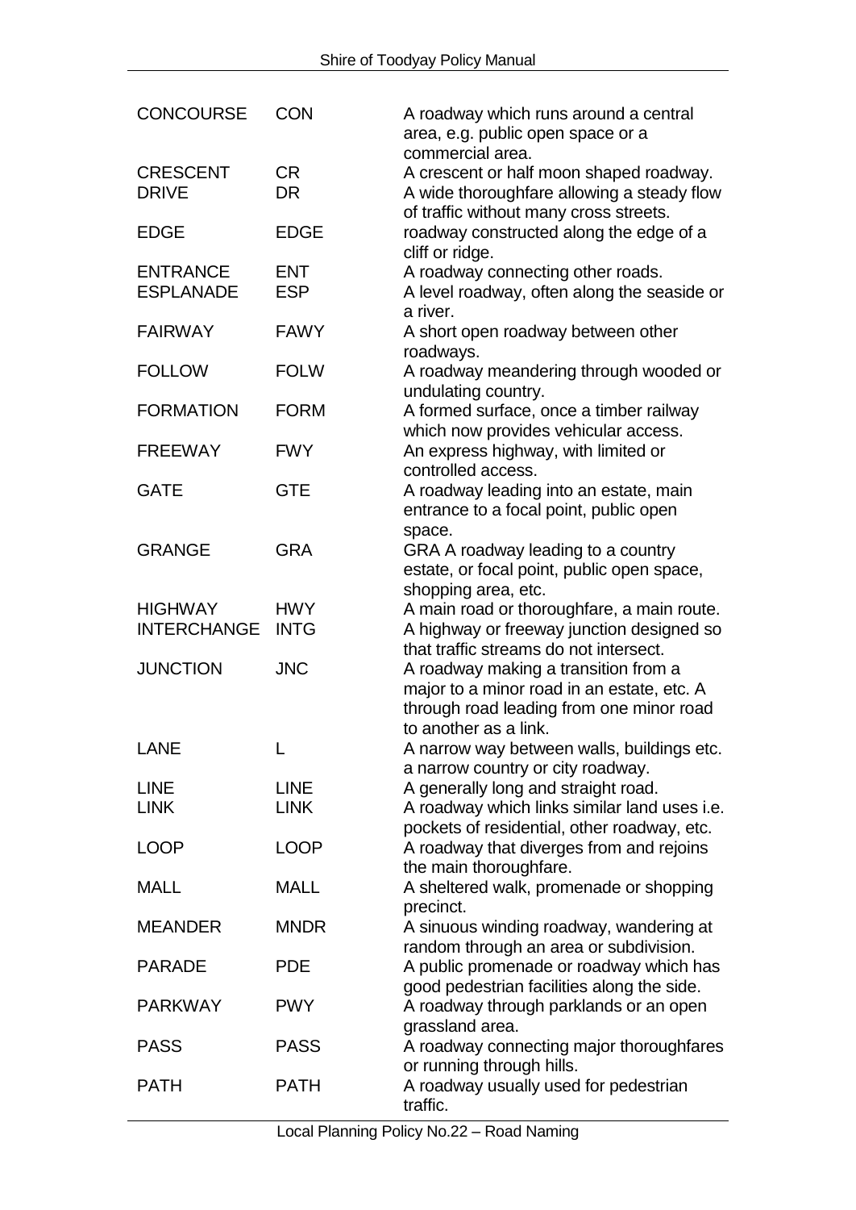| | | |
|---|---|---|
| CONCOURSE | CON | A roadway which runs around a central area, e.g. public open space or a commercial area. |
| CRESCENT | CR | A crescent or half moon shaped roadway. |
| DRIVE | DR | A wide thoroughfare allowing a steady flow of traffic without many cross streets. |
| EDGE | EDGE | roadway constructed along the edge of a cliff or ridge. |
| ENTRANCE | ENT | A roadway connecting other roads. |
| ESPLANADE | ESP | A level roadway, often along the seaside or a river. |
| FAIRWAY | FAWY | A short open roadway between other roadways. |
| FOLLOW | FOLW | A roadway meandering through wooded or undulating country. |
| FORMATION | FORM | A formed surface, once a timber railway which now provides vehicular access. |
| FREEWAY | FWY | An express highway, with limited or controlled access. |
| GATE | GTE | A roadway leading into an estate, main entrance to a focal point, public open space. |
| GRANGE | GRA | GRA A roadway leading to a country estate, or focal point, public open space, shopping area, etc. |
| HIGHWAY | HWY | A main road or thoroughfare, a main route. |
| INTERCHANGE | INTG | A highway or freeway junction designed so that traffic streams do not intersect. |
| JUNCTION | JNC | A roadway making a transition from a major to a minor road in an estate, etc. A through road leading from one minor road to another as a link. |
| LANE | L | A narrow way between walls, buildings etc. a narrow country or city roadway. |
| LINE | LINE | A generally long and straight road. |
| LINK | LINK | A roadway which links similar land uses i.e. pockets of residential, other roadway, etc. |
| LOOP | LOOP | A roadway that diverges from and rejoins the main thoroughfare. |
| MALL | MALL | A sheltered walk, promenade or shopping precinct. |
| MEANDER | MNDR | A sinuous winding roadway, wandering at random through an area or subdivision. |
| PARADE | PDE | A public promenade or roadway which has good pedestrian facilities along the side. |
| PARKWAY | PWY | A roadway through parklands or an open grassland area. |
| PASS | PASS | A roadway connecting major thoroughfares or running through hills. |
| PATH | PATH | A roadway usually used for pedestrian traffic. |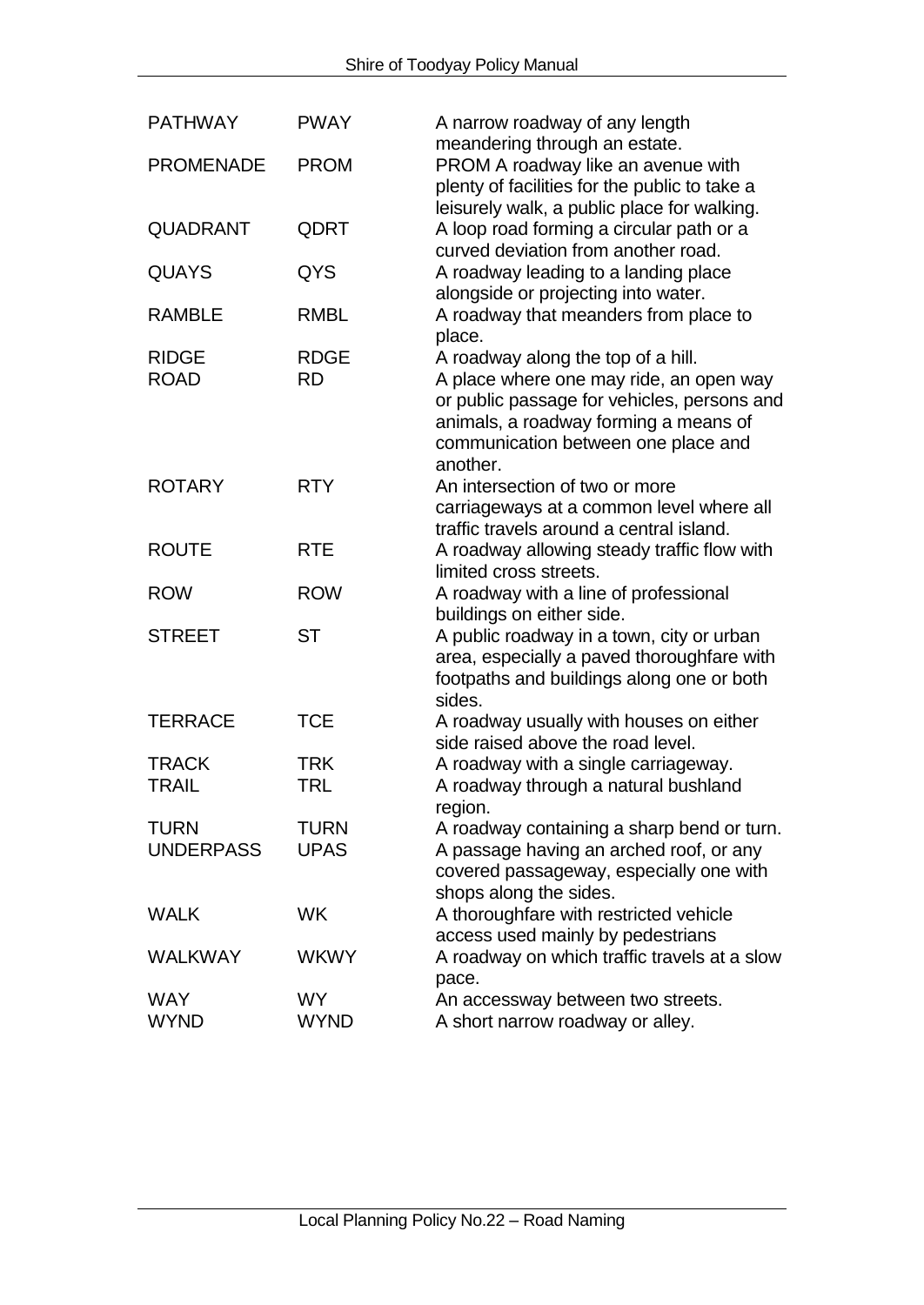| | | |
|---|---|---|
| PATHWAY | PWAY | A narrow roadway of any length meandering through an estate. |
| PROMENADE | PROM | PROM A roadway like an avenue with plenty of facilities for the public to take a leisurely walk, a public place for walking. |
| QUADRANT | QDRT | A loop road forming a circular path or a curved deviation from another road. |
| QUAYS | QYS | A roadway leading to a landing place alongside or projecting into water. |
| RAMBLE | RMBL | A roadway that meanders from place to place. |
| RIDGE | RDGE | A roadway along the top of a hill. |
| ROAD | RD | A place where one may ride, an open way or public passage for vehicles, persons and animals, a roadway forming a means of communication between one place and another. |
| ROTARY | RTY | An intersection of two or more carriageways at a common level where all traffic travels around a central island. |
| ROUTE | RTE | A roadway allowing steady traffic flow with limited cross streets. |
| ROW | ROW | A roadway with a line of professional buildings on either side. |
| STREET | ST | A public roadway in a town, city or urban area, especially a paved thoroughfare with footpaths and buildings along one or both sides. |
| TERRACE | TCE | A roadway usually with houses on either side raised above the road level. |
| TRACK | TRK | A roadway with a single carriageway. |
| TRAIL | TRL | A roadway through a natural bushland region. |
| TURN | TURN | A roadway containing a sharp bend or turn. |
| UNDERPASS | UPAS | A passage having an arched roof, or any covered passageway, especially one with shops along the sides. |
| WALK | WK | A thoroughfare with restricted vehicle access used mainly by pedestrians |
| WALKWAY | WKWY | A roadway on which traffic travels at a slow pace. |
| WAY | WY | An accessway between two streets. |
| WYND | WYND | A short narrow roadway or alley. |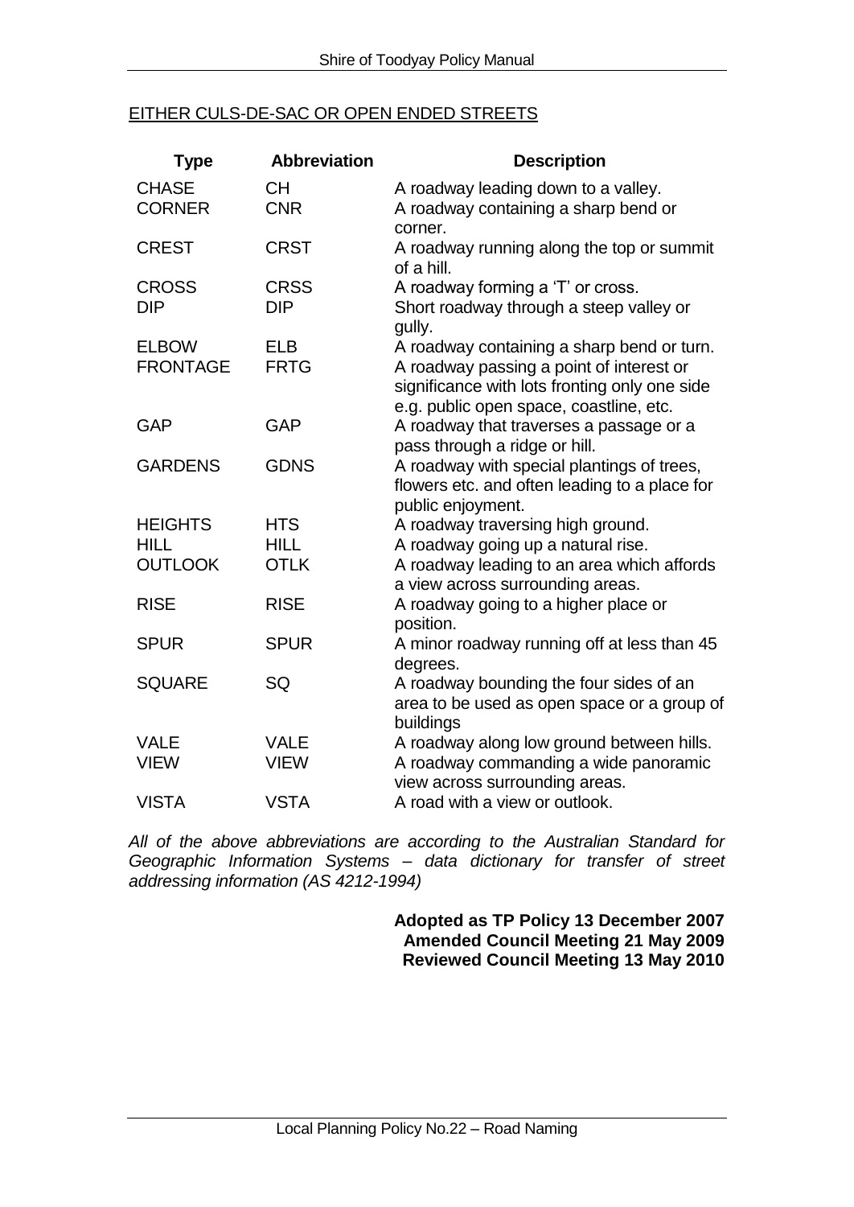EITHER CULS-DE-SAC OR OPEN ENDED STREETS

| Type | Abbreviation | Description |
|---|---|---|
| CHASE | CH | A roadway leading down to a valley. |
| CORNER | CNR | A roadway containing a sharp bend or corner. |
| CREST | CRST | A roadway running along the top or summit of a hill. |
| CROSS | CRSS | A roadway forming a 'T' or cross. |
| DIP | DIP | Short roadway through a steep valley or gully. |
| ELBOW | ELB | A roadway containing a sharp bend or turn. |
| FRONTAGE | FRTG | A roadway passing a point of interest or significance with lots fronting only one side e.g. public open space, coastline, etc. |
| GAP | GAP | A roadway that traverses a passage or a pass through a ridge or hill. |
| GARDENS | GDNS | A roadway with special plantings of trees, flowers etc. and often leading to a place for public enjoyment. |
| HEIGHTS | HTS | A roadway traversing high ground. |
| HILL | HILL | A roadway going up a natural rise. |
| OUTLOOK | OTLK | A roadway leading to an area which affords a view across surrounding areas. |
| RISE | RISE | A roadway going to a higher place or position. |
| SPUR | SPUR | A minor roadway running off at less than 45 degrees. |
| SQUARE | SQ | A roadway bounding the four sides of an area to be used as open space or a group of buildings |
| VALE | VALE | A roadway along low ground between hills. |
| VIEW | VIEW | A roadway commanding a wide panoramic view across surrounding areas. |
| VISTA | VSTA | A road with a view or outlook. |

*All of the above abbreviations are according to the Australian Standard for Geographic Information Systems – data dictionary for transfer of street addressing information (AS 4212-1994)*

**Adopted as TP Policy 13 December 2007**
**Amended Council Meeting 21 May 2009**
**Reviewed Council Meeting 13 May 2010**